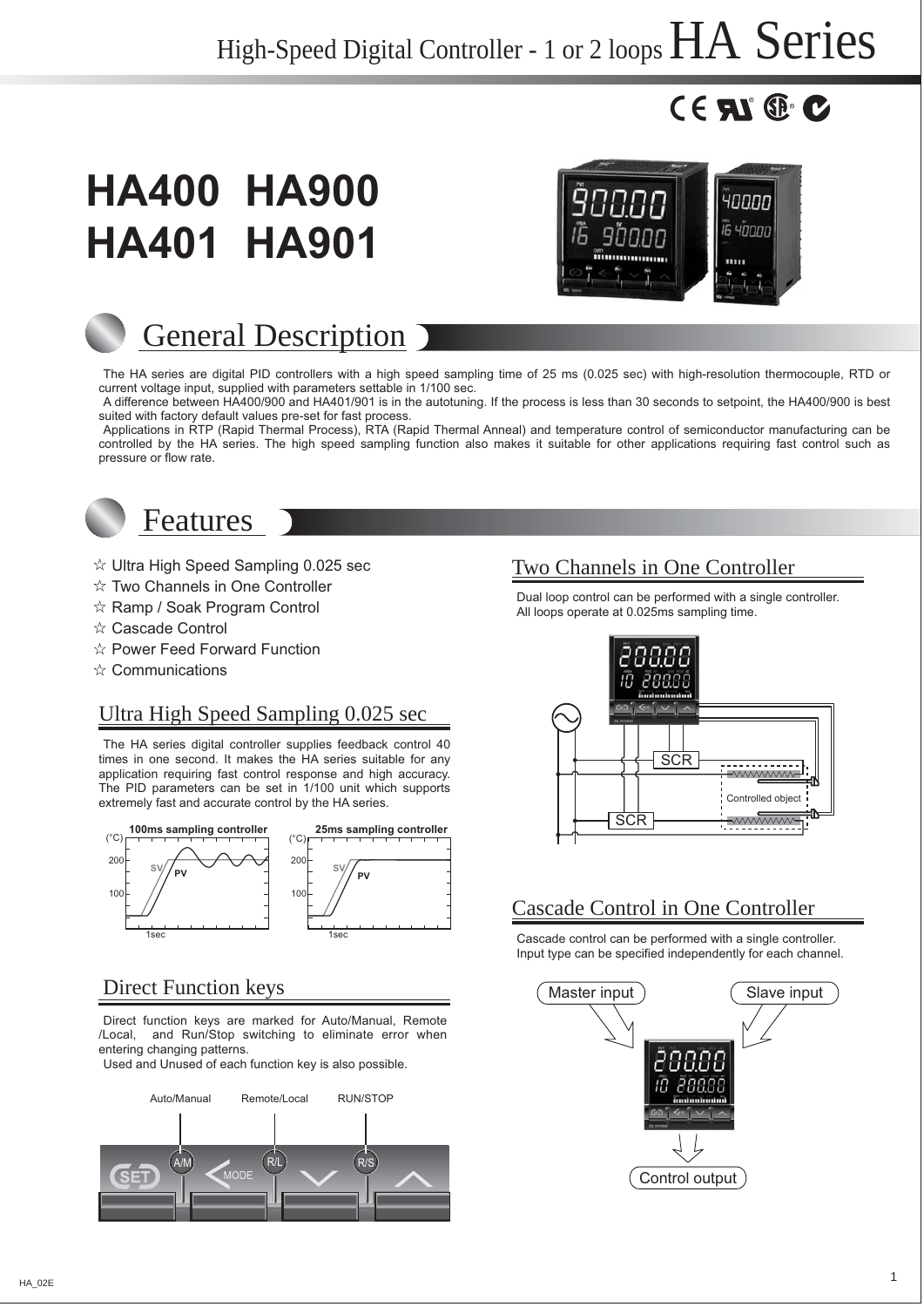# High-Speed Digital Controller - 1 or 2 loops HA Series

# HA400 HA900
# HA401 HA901

## General Description

The HA series are digital PID controllers with a high speed sampling time of 25 ms (0.025 sec) with high-resolution thermocouple, RTD or current voltage input, supplied with parameters settable in 1/100 sec.

A difference between HA400/900 and HA401/901 is in the autotuning. If the process is less than 30 seconds to setpoint, the HA400/900 is best suited with factory default values pre-set for fast process.

Applications in RTP (Rapid Thermal Process), RTA (Rapid Thermal Anneal) and temperature control of semiconductor manufacturing can be controlled by the HA series. The high speed sampling function also makes it suitable for other applications requiring fast control such as pressure or flow rate.

## Features

- ☆ Ultra High Speed Sampling 0.025 sec
- ☆ Two Channels in One Controller
- ☆ Ramp / Soak Program Control
- ☆ Cascade Control
- ☆ Power Feed Forward Function
- ☆ Communications

### Ultra High Speed Sampling 0.025 sec

The HA series digital controller supplies feedback control 40 times in one second. It makes the HA series suitable for any application requiring fast control response and high accuracy. The PID parameters can be set in 1/100 unit which supports extremely fast and accurate control by the HA series.

100ms sampling controller

25ms sampling controller

### Direct Function keys

Direct function keys are marked for Auto/Manual, Remote /Local, and Run/Stop switching to eliminate error when entering changing patterns.

Used and Unused of each function key is also possible.

Auto/Manual Remote/Local RUN/STOP

### Two Channels in One Controller

Dual loop control can be performed with a single controller.
All loops operate at 0.025ms sampling time.

### Cascade Control in One Controller

Cascade control can be performed with a single controller.
Input type can be specified independently for each channel.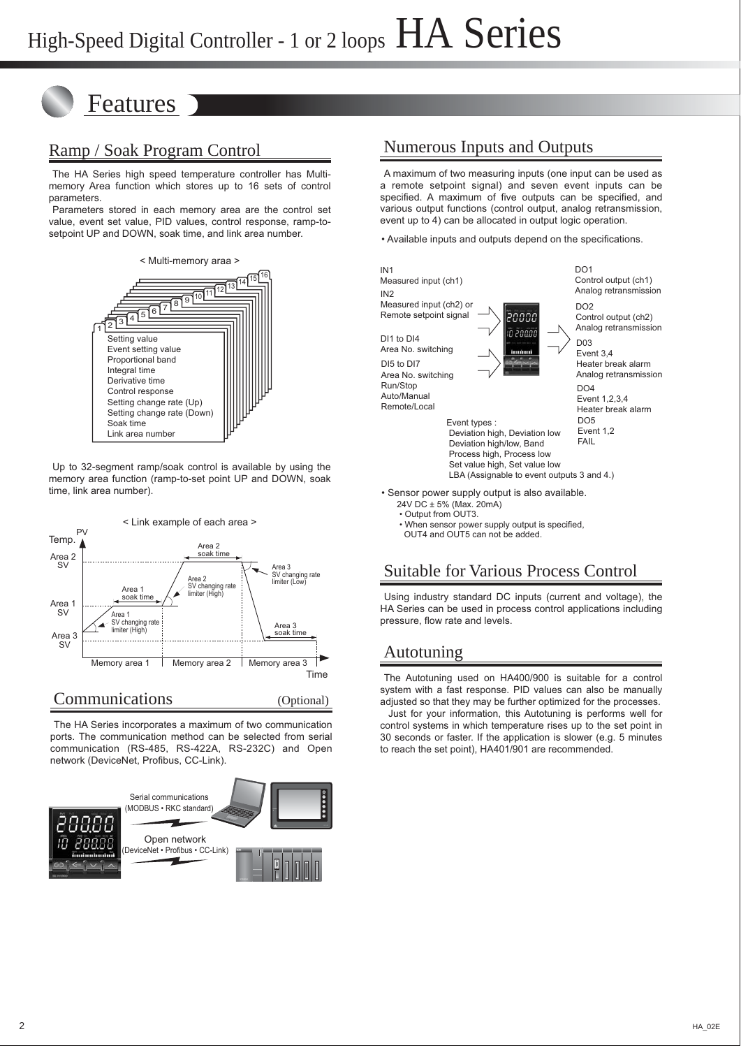# High-Speed Digital Controller - 1 or 2 loops HA Series

## Features

### Ramp / Soak Program Control

The HA Series high speed temperature controller has Multi-memory Area function which stores up to 16 sets of control parameters.

Parameters stored in each memory area are the control set value, event set value, PID values, control response, ramp-to-setpoint UP and DOWN, soak time, and link area number.

< Multi-memory araa >

- Setting value
- Event setting value
- Proportional band
- Integral time
- Derivative time
- Control response
- Setting change rate (Up)
- Setting change rate (Down)
- Soak time
- Link area number

Up to 32-segment ramp/soak control is available by using the memory area function (ramp-to-set point UP and DOWN, soak time, link area number).

< Link example of each area >

### Communications (Optional)

The HA Series incorporates a maximum of two communication ports. The communication method can be selected from serial communication (RS-485, RS-422A, RS-232C) and Open network (DeviceNet, Profibus, CC-Link).

Serial communications (MODBUS • RKC standard)

Open network (DeviceNet • Profibus • CC-Link)

### Numerous Inputs and Outputs

A maximum of two measuring inputs (one input can be used as a remote setpoint signal) and seven event inputs can be specified. A maximum of five outputs can be specified, and various output functions (control output, analog retransmission, event up to 4) can be allocated in output logic operation.

• Available inputs and outputs depend on the specifications.

**Inputs:**

- IN1: Measured input (ch1)
- IN2: Measured input (ch2) or Remote setpoint signal
- DI1 to DI4: Area No. switching
- DI5 to DI7: Area No. switching, Run/Stop, Auto/Manual, Remote/Local

**Outputs:**

- DO1: Control output (ch1), Analog retransmission
- DO2: Control output (ch2), Analog retransmission
- D03: Event 3,4, Heater break alarm, Analog retransmission
- DO4: Event 1,2,3,4, Heater break alarm
- DO5: Event 1,2, FAIL

Event types :
- Deviation high, Deviation low
- Deviation high/low, Band
- Process high, Process low
- Set value high, Set value low
- LBA (Assignable to event outputs 3 and 4.)

• Sensor power supply output is also available.
24V DC ± 5% (Max. 20mA)
- Output from OUT3.
- When sensor power supply output is specified, OUT4 and OUT5 can not be added.

### Suitable for Various Process Control

Using industry standard DC inputs (current and voltage), the HA Series can be used in process control applications including pressure, flow rate and levels.

### Autotuning

The Autotuning used on HA400/900 is suitable for a control system with a fast response. PID values can also be manually adjusted so that they may be further optimized for the processes.

Just for your information, this Autotuning is performs well for control systems in which temperature rises up to the set point in 30 seconds or faster. If the application is slower (e.g. 5 minutes to reach the set point), HA401/901 are recommended.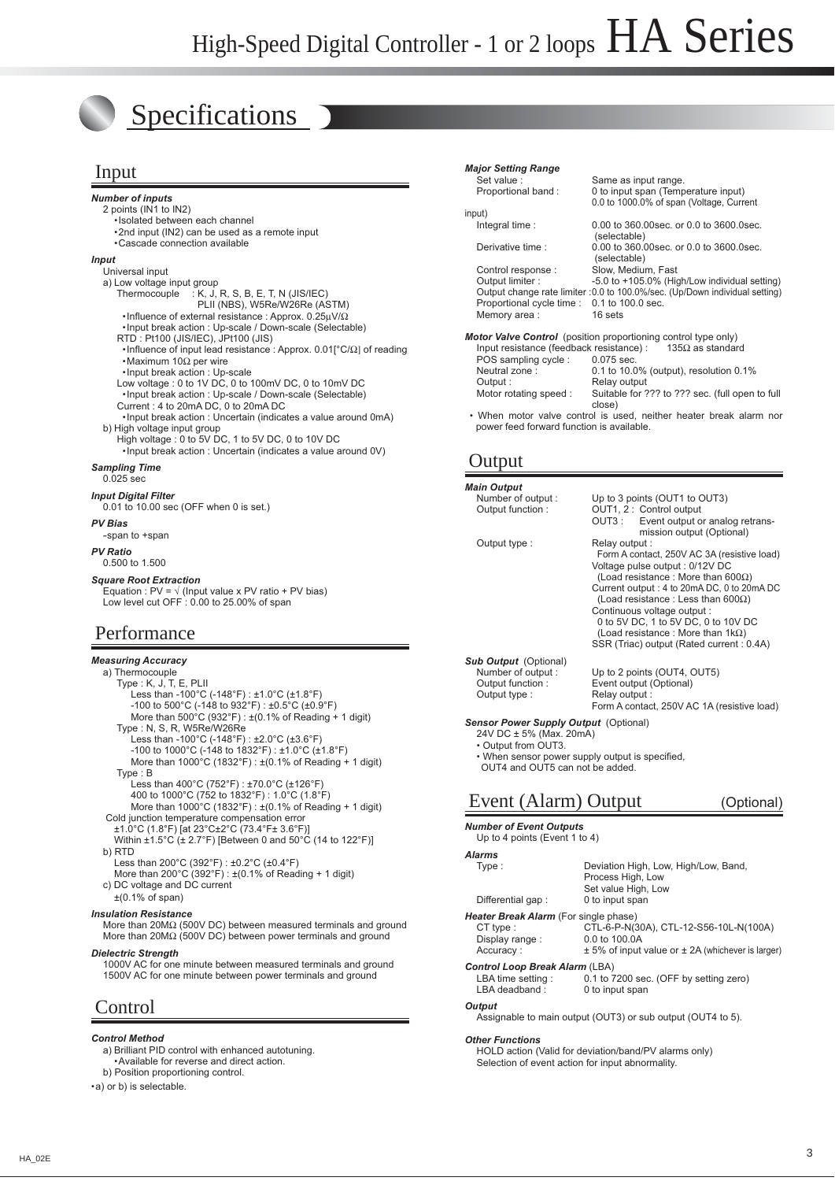# Specifications

## Input

***Number of inputs***

2 points (IN1 to IN2)

- Isolated between each channel
- 2nd input (IN2) can be used as a remote input
- Cascade connection available

***Input***

Universal input

a) Low voltage input group

Thermocouple : K, J, R, S, B, E, T, N (JIS/IEC) PLII (NBS), W5Re/W26Re (ASTM)

- Influence of external resistance : Approx. 0.25μV/Ω
- Input break action : Up-scale / Down-scale (Selectable)

RTD : Pt100 (JIS/IEC), JPt100 (JIS)

- Influence of input lead resistance : Approx. 0.01[°C/Ω] of reading
- Maximum 10Ω per wire
- Input break action : Up-scale

Low voltage : 0 to 1V DC, 0 to 100mV DC, 0 to 10mV DC

- Input break action : Up-scale / Down-scale (Selectable)

Current : 4 to 20mA DC, 0 to 20mA DC

- Input break action : Uncertain (indicates a value around 0mA)

b) High voltage input group

High voltage : 0 to 5V DC, 1 to 5V DC, 0 to 10V DC

- Input break action : Uncertain (indicates a value around 0V)

***Sampling Time***

0.025 sec

***Input Digital Filter***

0.01 to 10.00 sec (OFF when 0 is set.)

***PV Bias***

-span to +span

***PV Ratio***

0.500 to 1.500

***Square Root Extraction***

Equation : PV = √ (Input value x PV ratio + PV bias)
Low level cut OFF : 0.00 to 25.00% of span

## Performance

***Measuring Accuracy***

a) Thermocouple

Type : K, J, T, E, PLII

Less than -100°C (-148°F) : ±1.0°C (±1.8°F)
-100 to 500°C (-148 to 932°F) : ±0.5°C (±0.9°F)
More than 500°C (932°F) : ±(0.1% of Reading + 1 digit)

Type : N, S, R, W5Re/W26Re

Less than -100°C (-148°F) : ±2.0°C (±3.6°F)
-100 to 1000°C (-148 to 1832°F) : ±1.0°C (±1.8°F)
More than 1000°C (1832°F) : ±(0.1% of Reading + 1 digit)

Type : B

Less than 400°C (752°F) : ±70.0°C (±126°F)
400 to 1000°C (752 to 1832°F) : 1.0°C (1.8°F)
More than 1000°C (1832°F) : ±(0.1% of Reading + 1 digit)

Cold junction temperature compensation error
±1.0°C (1.8°F) [at 23°C±2°C (73.4°F± 3.6°F)]
Within ±1.5°C (± 2.7°F) [Between 0 and 50°C (14 to 122°F)]

b) RTD

Less than 200°C (392°F) : ±0.2°C (±0.4°F)
More than 200°C (392°F) : ±(0.1% of Reading + 1 digit)

c) DC voltage and DC current

±(0.1% of span)

***Insulation Resistance***

More than 20MΩ (500V DC) between measured terminals and ground
More than 20MΩ (500V DC) between power terminals and ground

***Dielectric Strength***

1000V AC for one minute between measured terminals and ground
1500V AC for one minute between power terminals and ground

## Control

***Control Method***

a) Brilliant PID control with enhanced autotuning.

- Available for reverse and direct action.

b) Position proportioning control.

- a) or b) is selectable.

***Major Setting Range***

| | |
|---|---|
| Set value : | Same as input range. |
| Proportional band : | 0 to input span (Temperature input) 0.0 to 1000.0% of span (Voltage, Current input) |
| Integral time : | 0.00 to 360.00sec. or 0.0 to 3600.0sec. (selectable) |
| Derivative time : | 0.00 to 360.00sec. or 0.0 to 3600.0sec. (selectable) |
| Control response : | Slow, Medium, Fast |
| Output limiter : | -5.0 to +105.0% (High/Low individual setting) |
| Output change rate limiter : | 0.0 to 100.0%/sec. (Up/Down individual setting) |
| Proportional cycle time : | 0.1 to 100.0 sec. |
| Memory area : | 16 sets |

***Motor Valve Control*** (position proportioning control type only)

| | |
|---|---|
| Input resistance (feedback resistance) : | 135Ω as standard |
| POS sampling cycle : | 0.075 sec. |
| Neutral zone : | 0.1 to 10.0% (output), resolution 0.1% |
| Output : | Relay output |
| Motor rotating speed : | Suitable for ??? to ??? sec. (full open to full close) |

- When motor valve control is used, neither heater break alarm nor power feed forward function is available.

## Output

***Main Output***

| | |
|---|---|
| Number of output : | Up to 3 points (OUT1 to OUT3) |
| Output function : | OUT1, 2 : Control output<br>OUT3 : Event output or analog retransmission output (Optional) |
| Output type : | Relay output :<br>Form A contact, 250V AC 3A (resistive load)<br>Voltage pulse output : 0/12V DC<br>(Load resistance : More than 600Ω)<br>Current output : 4 to 20mA DC, 0 to 20mA DC<br>(Load resistance : Less than 600Ω)<br>Continuous voltage output :<br>0 to 5V DC, 1 to 5V DC, 0 to 10V DC<br>(Load resistance : More than 1kΩ)<br>SSR (Triac) output (Rated current : 0.4A) |

***Sub Output*** (Optional)

| | |
|---|---|
| Number of output : | Up to 2 points (OUT4, OUT5) |
| Output function : | Event output (Optional) |
| Output type : | Relay output :<br>Form A contact, 250V AC 1A (resistive load) |

***Sensor Power Supply Output*** (Optional)

24V DC ± 5% (Max. 20mA)

- Output from OUT3.
- When sensor power supply output is specified, OUT4 and OUT5 can not be added.

## Event (Alarm) Output (Optional)

***Number of Event Outputs***

Up to 4 points (Event 1 to 4)

***Alarms***

| | |
|---|---|
| Type : | Deviation High, Low, High/Low, Band, Process High, Low Set value High, Low |
| Differential gap : | 0 to input span |

***Heater Break Alarm*** (For single phase)

| | |
|---|---|
| CT type : | CTL-6-P-N(30A), CTL-12-S56-10L-N(100A) |
| Display range : | 0.0 to 100.0A |
| Accuracy : | ± 5% of input value or ± 2A (whichever is larger) |

***Control Loop Break Alarm*** (LBA)

| | |
|---|---|
| LBA time setting : | 0.1 to 7200 sec. (OFF by setting zero) |
| LBA deadband : | 0 to input span |

***Output***

Assignable to main output (OUT3) or sub output (OUT4 to 5).

***Other Functions***

HOLD action (Valid for deviation/band/PV alarms only)
Selection of event action for input abnormality.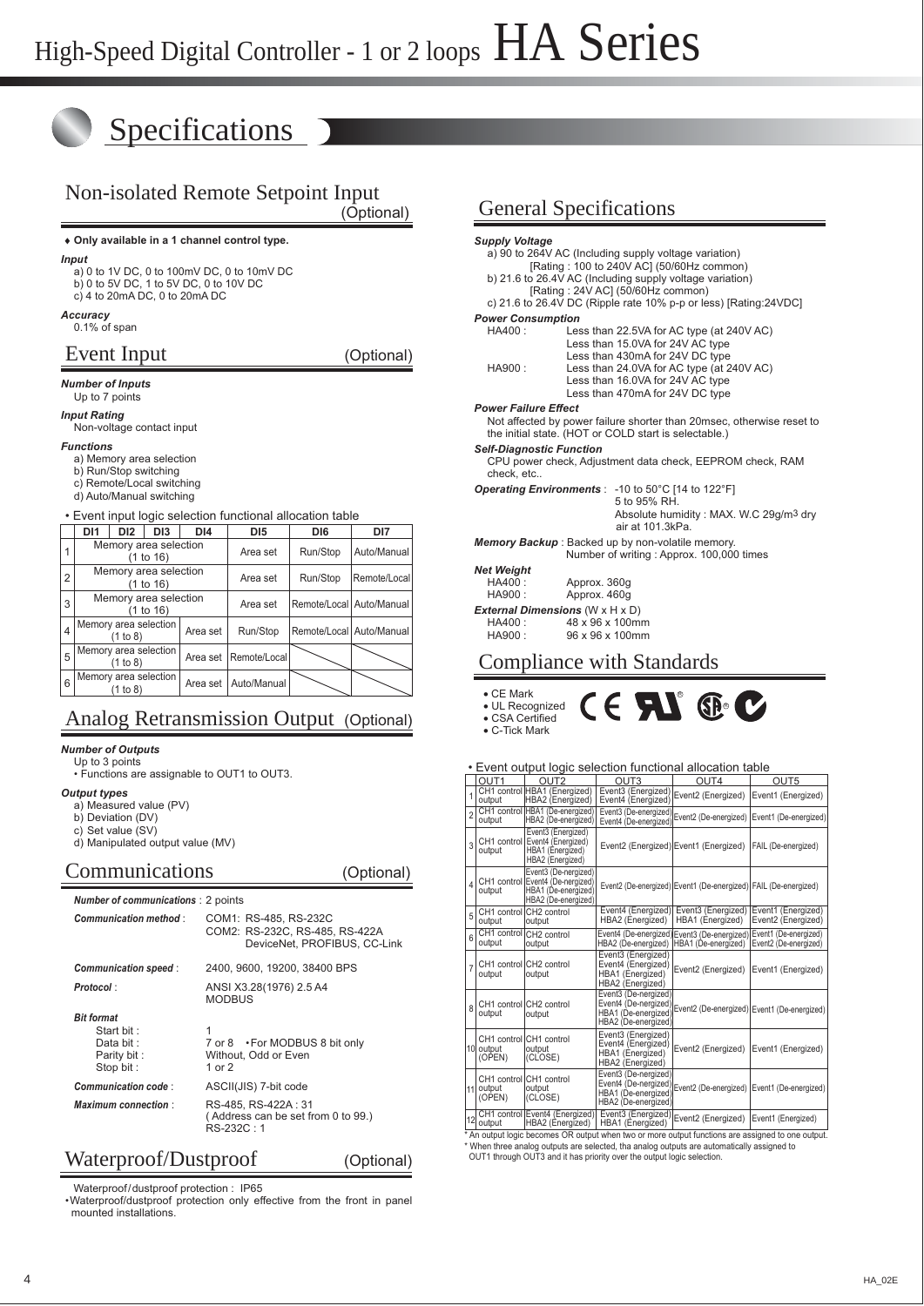# High-Speed Digital Controller - 1 or 2 loops HA Series

## Specifications

### Non-isolated Remote Setpoint Input (Optional)

♦ **Only available in a 1 channel control type.**

***Input***
a) 0 to 1V DC, 0 to 100mV DC, 0 to 10mV DC
b) 0 to 5V DC, 1 to 5V DC, 0 to 10V DC
c) 4 to 20mA DC, 0 to 20mA DC

***Accuracy***
0.1% of span

### Event Input (Optional)

***Number of Inputs***
Up to 7 points

***Input Rating***
Non-voltage contact input

***Functions***
a) Memory area selection
b) Run/Stop switching
c) Remote/Local switching
d) Auto/Manual switching

• Event input logic selection functional allocation table

| | DI1 | DI2 | DI3 | DI4 | DI5 | DI6 | DI7 |
|---|---|---|---|---|---|---|---|
| 1 | Memory area selection (1 to 16) | | | | Area set | Run/Stop | Auto/Manual |
| 2 | Memory area selection (1 to 16) | | | | Area set | Run/Stop | Remote/Local |
| 3 | Memory area selection (1 to 16) | | | | Area set | Remote/Local | Auto/Manual |
| 4 | Memory area selection (1 to 8) | | | Area set | Run/Stop | Remote/Local | Auto/Manual |
| 5 | Memory area selection (1 to 8) | | | Area set | Remote/Local | | |
| 6 | Memory area selection (1 to 8) | | | Area set | Auto/Manual | | |

### Analog Retransmission Output (Optional)

***Number of Outputs***
Up to 3 points
• Functions are assignable to OUT1 to OUT3.

***Output types***
a) Measured value (PV)
b) Deviation (DV)
c) Set value (SV)
d) Manipulated output value (MV)

### Communications (Optional)

***Number of communications*** : 2 points

***Communication method*** : COM1: RS-485, RS-232C
COM2: RS-232C, RS-485, RS-422A
DeviceNet, PROFIBUS, CC-Link

***Communication speed*** : 2400, 9600, 19200, 38400 BPS

***Protocol*** : ANSI X3.28(1976) 2.5 A4
MODBUS

***Bit format***
Start bit : 1
Data bit : 7 or 8 • For MODBUS 8 bit only
Parity bit : Without, Odd or Even
Stop bit : 1 or 2

***Communication code*** : ASCII(JIS) 7-bit code

***Maximum connection*** : RS-485, RS-422A : 31
( Address can be set from 0 to 99.)
RS-232C : 1

### Waterproof/Dustproof (Optional)

Waterproof/dustproof protection : IP65
•Waterproof/dustproof protection only effective from the front in panel mounted installations.

### General Specifications

***Supply Voltage***
a) 90 to 264V AC (Including supply voltage variation)
[Rating : 100 to 240V AC] (50/60Hz common)
b) 21.6 to 26.4V AC (Including supply voltage variation)
[Rating : 24V AC] (50/60Hz common)
c) 21.6 to 26.4V DC (Ripple rate 10% p-p or less) [Rating:24VDC]

***Power Consumption***
HA400 : Less than 22.5VA for AC type (at 240V AC)
Less than 15.0VA for 24V AC type
Less than 430mA for 24V DC type
HA900 : Less than 24.0VA for AC type (at 240V AC)
Less than 16.0VA for 24V AC type
Less than 470mA for 24V DC type

***Power Failure Effect***
Not affected by power failure shorter than 20msec, otherwise reset to the initial state. (HOT or COLD start is selectable.)

***Self-Diagnostic Function***
CPU power check, Adjustment data check, EEPROM check, RAM check, etc..

***Operating Environments*** : -10 to 50°C [14 to 122°F]
5 to 95% RH.
Absolute humidity : MAX. W.C 29g/m3 dry air at 101.3kPa.

***Memory Backup*** : Backed up by non-volatile memory.
Number of writing : Approx. 100,000 times

***Net Weight***
HA400 : Approx. 360g
HA900 : Approx. 460g

***External Dimensions*** (W x H x D)
HA400 : 48 x 96 x 100mm
HA900 : 96 x 96 x 100mm

### Compliance with Standards

- CE Mark
- UL Recognized
- CSA Certified
- C-Tick Mark

• Event output logic selection functional allocation table

| | OUT1 | OUT2 | OUT3 | OUT4 | OUT5 |
|---|---|---|---|---|---|
| 1 | CH1 control output | HBA1 (Energized) HBA2 (Energized) | Event3 (Energized) Event4 (Energized) | Event2 (Energized) | Event1 (Energized) |
| 2 | CH1 control output | HBA1 (De-energized) HBA2 (De-energized) | Event3 (De-energized) Event4 (De-energized) | Event2 (De-energized) | Event1 (De-energized) |
| 3 | CH1 control output | Event3 (Energized) Event4 (Energized) HBA1 (Energized) HBA2 (Energized) | Event2 (Energized) | Event1 (Energized) | FAIL (De-energized) |
| 4 | CH1 control output | Event3 (De-nergized) Event4 (De-nergized) HBA1 (De-energized) HBA2 (De-energized) | Event2 (De-energized) | Event1 (De-energized) | FAIL (De-energized) |
| 5 | CH1 control output | CH2 control output | Event4 (Energized) HBA2 (Energized) | Event3 (Energized) HBA1 (Energized) | Event1 (Energized) Event2 (Energized) |
| 6 | CH1 control output | CH2 control output | Event4 (De-energized) HBA2 (De-energized) | Event3 (De-energized) HBA1 (De-energized) | Event1 (De-energized) Event2 (De-energized) |
| 7 | CH1 control output | CH2 control output | Event3 (Energized) Event4 (Energized) HBA1 (Energized) HBA2 (Energized) | Event2 (Energized) | Event1 (Energized) |
| 8 | CH1 control output | CH2 control output | Event3 (De-nergized) Event4 (De-nergized) HBA1 (De-energized) HBA2 (De-energized) | Event2 (De-energized) | Event1 (De-energized) |
| 10 | CH1 control output (OPEN) | CH1 control output (CLOSE) | Event3 (Energized) Event4 (Energized) HBA1 (Energized) HBA2 (Energized) | Event2 (Energized) | Event1 (Energized) |
| 11 | CH1 control output (OPEN) | CH1 control output (CLOSE) | Event3 (De-nergized) Event4 (De-nergized) HBA1 (De-energized) HBA2 (De-energized) | Event2 (De-energized) | Event1 (De-energized) |
| 12 | CH1 control output | Event4 (Energized) HBA2 (Energized) | Event3 (Energized) HBA1 (Energized) | Event2 (Energized) | Event1 (Energized) |

* An output logic becomes OR output when two or more output functions are assigned to one output.
* When three analog outputs are selected, tha analog outputs are automatically assigned to OUT1 through OUT3 and it has priority over the output logic selection.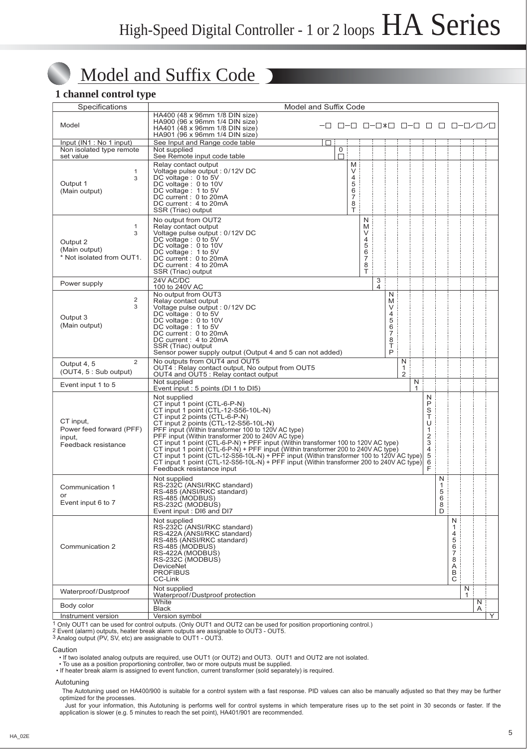# Model and Suffix Code

## 1 channel control type

Model and Suffix Code: HA400 / HA900 / HA401 / HA901 – □ □ – □ □ – □ ∗ □ □ – □ □ □ □ – □ / □ / □

| Specifications | Description | Code |
|---|---|---|
| Model | HA400 (48 x 96mm 1/8 DIN size) | HA400 |
| | HA900 (96 x 96mm 1/4 DIN size) | HA900 |
| | HA401 (48 x 96mm 1/8 DIN size) | HA401 |
| | HA901 (96 x 96mm 1/4 DIN size) | HA901 |
| Input (IN1 : No 1 input) | See Input and Range code table | □ |
| Non isolated type remote set value | Not supplied | 0 |
| | See Remote input code table | □ |
| Output 1 (Main output) [1] [3] | Relay contact output | M |
| | Voltage pulse output : 0/12V DC | V |
| | DC voltage : 0 to 5V | 4 |
| | DC voltage : 0 to 10V | 5 |
| | DC voltage : 1 to 5V | 6 |
| | DC current : 0 to 20mA | 7 |
| | DC current : 4 to 20mA | 8 |
| | SSR (Triac) output | T |
| Output 2 (Main output) [1] [3] * Not isolated from OUT1. | No output from OUT2 | N |
| | Relay contact output | M |
| | Voltage pulse output : 0/12V DC | V |
| | DC voltage : 0 to 5V | 4 |
| | DC voltage : 0 to 10V | 5 |
| | DC voltage : 1 to 5V | 6 |
| | DC current : 0 to 20mA | 7 |
| | DC current : 4 to 20mA | 8 |
| | SSR (Triac) output | T |
| Power supply | 24V AC/DC | 3 |
| | 100 to 240V AC | 4 |
| Output 3 (Main output) [2] [3] | No output from OUT3 | N |
| | Relay contact output | M |
| | Voltage pulse output : 0/12V DC | V |
| | DC voltage : 0 to 5V | 4 |
| | DC voltage : 0 to 10V | 5 |
| | DC voltage : 1 to 5V | 6 |
| | DC current : 0 to 20mA | 7 |
| | DC current : 4 to 20mA | 8 |
| | SSR (Triac) output | T |
| | Sensor power supply output (Output 4 and 5 can not added) | P |
| Output 4, 5 (OUT4, 5 : Sub output) [2] | No outputs from OUT4 and OUT5 | N |
| | OUT4 : Relay contact output, No output from OUT5 | 1 |
| | OUT4 and OUT5 : Relay contact output | 2 |
| Event input 1 to 5 | Not supplied | N |
| | Event input : 5 points (DI 1 to DI5) | 1 |
| CT input, Power feed forward (PFF) input, Feedback resistance | Not supplied | N |
| | CT input 1 point (CTL-6-P-N) | P |
| | CT input 1 point (CTL-12-S56-10L-N) | S |
| | CT input 2 points (CTL-6-P-N) | T |
| | CT input 2 points (CTL-12-S56-10L-N) | U |
| | PFF input (Within transformer 100 to 120V AC type) | 1 |
| | PFF input (Within transformer 200 to 240V AC type) | 2 |
| | CT input 1 point (CTL-6-P-N) + PFF input (Within transformer 100 to 120V AC type) | 3 |
| | CT input 1 point (CTL-6-P-N) + PFF input (Within transformer 200 to 240V AC type) | 4 |
| | CT input 1 point (CTL-12-S56-10L-N) + PFF input (Within transformer 100 to 120V AC type) | 5 |
| | CT input 1 point (CTL-12-S56-10L-N) + PFF input (Within transformer 200 to 240V AC type) | 6 |
| | Feedback resistance input | F |
| Communication 1 or Event input 6 to 7 | Not supplied | N |
| | RS-232C (ANSI/RKC standard) | 1 |
| | RS-485 (ANSI/RKC standard) | 5 |
| | RS-485 (MODBUS) | 6 |
| | RS-232C (MODBUS) | 8 |
| | Event input : DI6 and DI7 | D |
| Communication 2 | Not supplied | N |
| | RS-232C (ANSI/RKC standard) | 1 |
| | RS-422A (ANSI/RKC standard) | 4 |
| | RS-485 (ANSI/RKC standard) | 5 |
| | RS-485 (MODBUS) | 6 |
| | RS-422A (MODBUS) | 7 |
| | RS-232C (MODBUS) | 8 |
| | DeviceNet | A |
| | PROFIBUS | B |
| | CC-Link | C |
| Waterproof/Dustproof | Not supplied | N |
| | Waterproof/Dustproof protection | 1 |
| Body color | White | N |
| | Black | A |
| Instrument version | Version symbol | Y |

[1] Only OUT1 can be used for control outputs. (Only OUT1 and OUT2 can be used for position proportioning control.)
[2] Event (alarm) outputs, heater break alarm outputs are assignable to OUT3 - OUT5.
[3] Analog output (PV, SV, etc) are assignable to OUT1 - OUT3.

### Caution

- If two isolated analog outputs are required, use OUT1 (or OUT2) and OUT3. OUT1 and OUT2 are not isolated.
- To use as a position proportioning controller, two or more outputs must be supplied.
- If heater break alarm is assigned to event function, current transformer (sold separately) is required.

### Autotuning

The Autotuning used on HA400/900 is suitable for a control system with a fast response. PID values can also be manually adjusted so that they may be further optimized for the processes.

Just for your information, this Autotuning is performs well for control systems in which temperature rises up to the set point in 30 seconds or faster. If the application is slower (e.g. 5 minutes to reach the set point), HA401/901 are recommended.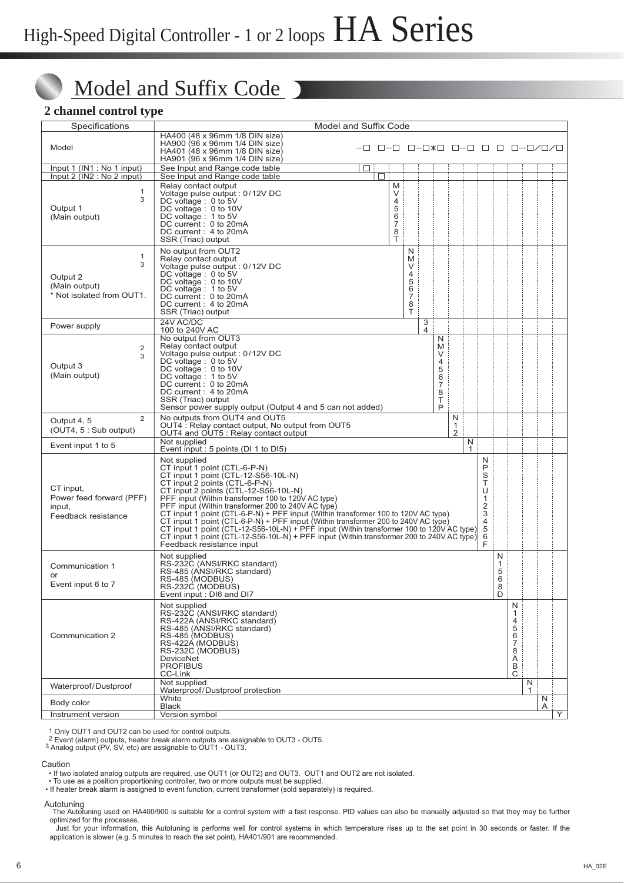# High-Speed Digital Controller - 1 or 2 loops HA Series

## Model and Suffix Code

### 2 channel control type

| Specifications | | Model and Suffix Code | Code |
|---|---|---|---|
| Model | | HA400 (48 x 96mm 1/8 DIN size) | |
| | | HA900 (96 x 96mm 1/4 DIN size) | |
| | | HA401 (48 x 96mm 1/8 DIN size) | |
| | | HA901 (96 x 96mm 1/4 DIN size) | −□ □−□ □−□∗□ □−□ □ □ □−□/□/□ |
| Input 1 (IN1 : No 1 input) | | See Input and Range code table | □ |
| Input 2 (IN2 : No 2 input) | | See Input and Range code table | □ |
| Output 1 (Main output) | 1 3 | Relay contact output | M |
| | | Voltage pulse output : 0/12V DC | V |
| | | DC voltage : 0 to 5V | 4 |
| | | DC voltage : 0 to 10V | 5 |
| | | DC voltage : 1 to 5V | 6 |
| | | DC current : 0 to 20mA | 7 |
| | | DC current : 4 to 20mA | 8 |
| | | SSR (Triac) output | T |
| Output 2 (Main output) * Not isolated from OUT1. | 1 3 | No output from OUT2 | N |
| | | Relay contact output | M |
| | | Voltage pulse output : 0/12V DC | V |
| | | DC voltage : 0 to 5V | 4 |
| | | DC voltage : 0 to 10V | 5 |
| | | DC voltage : 1 to 5V | 6 |
| | | DC current : 0 to 20mA | 7 |
| | | DC current : 4 to 20mA | 8 |
| | | SSR (Triac) output | T |
| Power supply | | 24V AC/DC | 3 |
| | | 100 to 240V AC | 4 |
| Output 3 (Main output) | 2 3 | No output from OUT3 | N |
| | | Relay contact output | M |
| | | Voltage pulse output : 0/12V DC | V |
| | | DC voltage : 0 to 5V | 4 |
| | | DC voltage : 0 to 10V | 5 |
| | | DC voltage : 1 to 5V | 6 |
| | | DC current : 0 to 20mA | 7 |
| | | DC current : 4 to 20mA | 8 |
| | | SSR (Triac) output | T |
| | | Sensor power supply output (Output 4 and 5 can not added) | P |
| Output 4, 5 (OUT4, 5 : Sub output) | 2 | No outputs from OUT4 and OUT5 | N |
| | | OUT4 : Relay contact output, No output from OUT5 | 1 |
| | | OUT4 and OUT5 : Relay contact output | 2 |
| Event input 1 to 5 | | Not supplied | N |
| | | Event input : 5 points (DI 1 to DI5) | 1 |
| CT input, Power feed forward (PFF) input, Feedback resistance | | Not supplied | N |
| | | CT input 1 point (CTL-6-P-N) | P |
| | | CT input 1 point (CTL-12-S56-10L-N) | S |
| | | CT input 2 points (CTL-6-P-N) | T |
| | | CT input 2 points (CTL-12-S56-10L-N) | U |
| | | PFF input (Within transformer 100 to 120V AC type) | 1 |
| | | PFF input (Within transformer 200 to 240V AC type) | 2 |
| | | CT input 1 point (CTL-6-P-N) + PFF input (Within transformer 100 to 120V AC type) | 3 |
| | | CT input 1 point (CTL-6-P-N) + PFF input (Within transformer 200 to 240V AC type) | 4 |
| | | CT input 1 point (CTL-12-S56-10L-N) + PFF input (Within transformer 100 to 120V AC type) | 5 |
| | | CT input 1 point (CTL-12-S56-10L-N) + PFF input (Within transformer 200 to 240V AC type) | 6 |
| | | Feedback resistance input | F |
| Communication 1 or Event input 6 to 7 | | Not supplied | N |
| | | RS-232C (ANSI/RKC standard) | 1 |
| | | RS-485 (ANSI/RKC standard) | 5 |
| | | RS-485 (MODBUS) | 6 |
| | | RS-232C (MODBUS) | 8 |
| | | Event input : DI6 and DI7 | D |
| Communication 2 | | Not supplied | N |
| | | RS-232C (ANSI/RKC standard) | 1 |
| | | RS-422A (ANSI/RKC standard) | 4 |
| | | RS-485 (ANSI/RKC standard) | 5 |
| | | RS-485 (MODBUS) | 6 |
| | | RS-422A (MODBUS) | 7 |
| | | RS-232C (MODBUS) | 8 |
| | | DeviceNet | A |
| | | PROFIBUS | B |
| | | CC-Link | C |
| Waterproof/Dustproof | | Not supplied | N |
| | | Waterproof/Dustproof protection | 1 |
| Body color | | White | N |
| | | Black | A |
| Instrument version | | Version symbol | Y |

1 Only OUT1 and OUT2 can be used for control outputs.
2 Event (alarm) outputs, heater break alarm outputs are assignable to OUT3 - OUT5.
3 Analog output (PV, SV, etc) are assignable to OUT1 - OUT3.

Caution
- If two isolated analog outputs are required, use OUT1 (or OUT2) and OUT3. OUT1 and OUT2 are not isolated.
- To use as a position proportioning controller, two or more outputs must be supplied.
- If heater break alarm is assigned to event function, current transformer (sold separately) is required.

Autotuning
The Autotuning used on HA400/900 is suitable for a control system with a fast response. PID values can also be manually adjusted so that they may be further optimized for the processes.
Just for your information, this Autotuning is performs well for control systems in which temperature rises up to the set point in 30 seconds or faster. If the application is slower (e.g. 5 minutes to reach the set point), HA401/901 are recommended.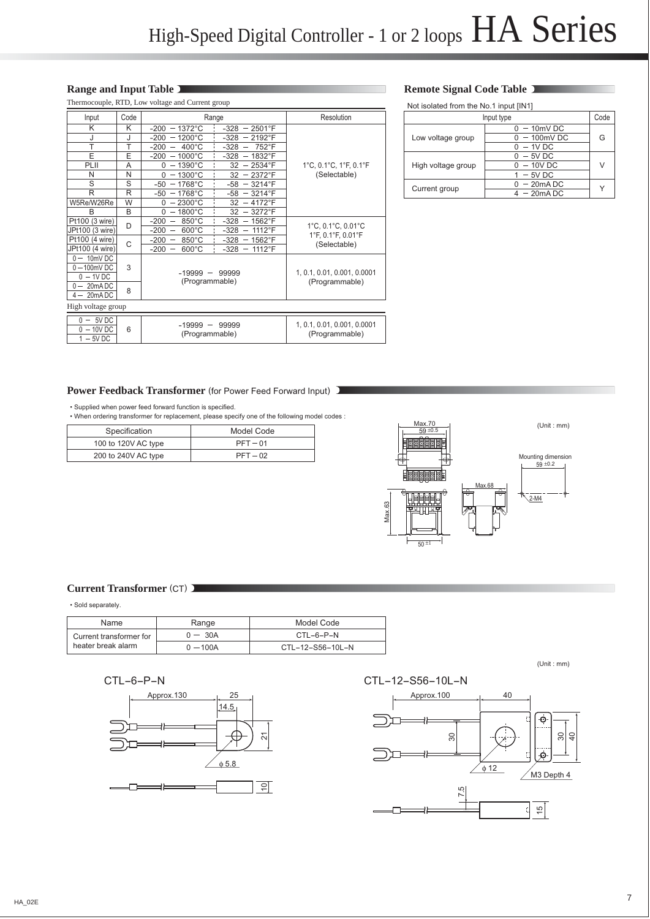# High-Speed Digital Controller - 1 or 2 loops HA Series

## Range and Input Table

Thermocouple, RTD, Low voltage and Current group

| Input | Code | Range | | Resolution |
|---|---|---|---|---|
| K | K | -200 – 1372°C | -328 – 2501°F | 1°C, 0.1°C, 1°F, 0.1°F (Selectable) |
| J | J | -200 – 1200°C | -328 – 2192°F | |
| T | T | -200 – 400°C | -328 – 752°F | |
| E | E | -200 – 1000°C | -328 – 1832°F | |
| PLII | A | 0 – 1390°C | 32 – 2534°F | |
| N | N | 0 – 1300°C | 32 – 2372°F | |
| S | S | -50 – 1768°C | -58 – 3214°F | |
| R | R | -50 – 1768°C | -58 – 3214°F | |
| W5Re/W26Re | W | 0 – 2300°C | 32 – 4172°F | |
| B | B | 0 – 1800°C | 32 – 3272°F | |
| Pt100 (3 wire) | D | -200 – 850°C | -328 – 1562°F | 1°C, 0.1°C, 0.01°C 1°F, 0.1°F, 0.01°F (Selectable) |
| JPt100 (3 wire) | | -200 – 600°C | -328 – 1112°F | |
| Pt100 (4 wire) | C | -200 – 850°C | -328 – 1562°F | |
| JPt100 (4 wire) | | -200 – 600°C | -328 – 1112°F | |
| 0 – 10mV DC | 3 | -19999 – 99999 (Programmable) | | 1, 0.1, 0.01, 0.001, 0.0001 (Programmable) |
| 0 – 100mV DC | | | | |
| 0 – 1V DC | | | | |
| 0 – 20mA DC | 8 | | | |
| 4 – 20mA DC | | | | |

High voltage group

| Input | Code | Range | Resolution |
|---|---|---|---|
| 0 – 5V DC | 6 | -19999 – 99999 (Programmable) | 1, 0.1, 0.01, 0.001, 0.0001 (Programmable) |
| 0 – 10V DC | | | |
| 1 – 5V DC | | | |

## Remote Signal Code Table

Not isolated from the No.1 input [IN1]

| Input type | | Code |
|---|---|---|
| Low voltage group | 0 – 10mV DC | G |
| | 0 – 100mV DC | |
| | 0 – 1V DC | |
| High voltage group | 0 – 5V DC | V |
| | 0 – 10V DC | |
| | 1 – 5V DC | |
| Current group | 0 – 20mA DC | Y |
| | 4 – 20mA DC | |

## Power Feedback Transformer (for Power Feed Forward Input)

- Supplied when power feed forward function is specified.
- When ordering transformer for replacement, please specify one of the following model codes :

| Specification | Model Code |
|---|---|
| 100 to 120V AC type | PFT – 01 |
| 200 to 240V AC type | PFT – 02 |

(Unit : mm)

Max.70, 59 ±0.5, Max.68, Max.63, 50 ±1, Mounting dimension 59 ±0.2, 2-M4

## Current Transformer (CT)

- Sold separately.

| Name | Range | Model Code |
|---|---|---|
| Current transformer for heater break alarm | 0 – 30A | CTL-6-P-N |
| | 0 – 100A | CTL-12-S56-10L-N |

(Unit : mm)

CTL-6-P-N

Approx.130, 25, 14.5, 21, ϕ 5.8, 10

CTL-12-S56-10L-N

Approx.100, 40, 30, ϕ 12, 30, 40, M3 Depth 4, 7.5, 15

HA_02E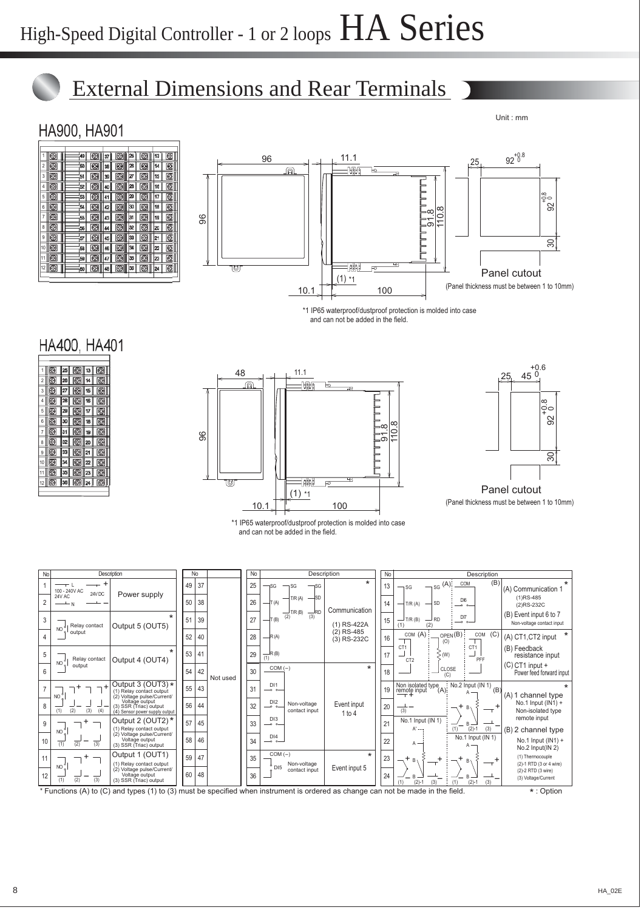# High-Speed Digital Controller - 1 or 2 loops HA Series

## External Dimensions and Rear Terminals

Unit : mm

### HA900, HA901

96
11.1
96
91.8
110.8
(1) *1
10.1
100

25
92 +0.8 0
92 +0.8 0
30

Panel cutout

(Panel thickness must be between 1 to 10mm)

*1 IP65 waterproof/dustproof protection is molded into case and can not be added in the field.

### HA400, HA401

48
11.1
96
91.8
110.8
(1) *1
10.1
100

25
45 +0.6 0
92 +0.8 0
30

Panel cutout

(Panel thickness must be between 1 to 10mm)

*1 IP65 waterproof/dustproof protection is molded into case and can not be added in the field.

| No | Description | |
|---|---|---|
| 1 | 100 - 240V AC / 24V AC (L, N); 24V DC (+, −) | Power supply |
| 2 | | |
| 3 | Relay contact output (NO) | Output 5 (OUT5) * |
| 4 | | |
| 5 | Relay contact output (NO) | Output 4 (OUT4) * |
| 6 | | |
| 7 | (1) (2) (3) (4) | Output 3 (OUT3) * (1) Relay contact output (2) Voltage pulse/Current/Voltage output (3) SSR (Triac) output (4) Sensor power supply output |
| 8 | | |
| 9 | (1) (2) (3) | Output 2 (OUT2) * (1) Relay contact output (2) Voltage pulse/Current/Voltage output (3) SSR (Triac) output |
| 10 | | |
| 11 | (1) (2) (3) | Output 1 (OUT1) (1) Relay contact output (2) Voltage pulse/Current/Voltage output (3) SSR (Triac) output |
| 12 | | |

| No | | |
|---|---|---|
| 49 | 37 | Not used |
| 50 | 38 | |
| 51 | 39 | |
| 52 | 40 | |
| 53 | 41 | |
| 54 | 42 | |
| 55 | 43 | |
| 56 | 44 | |
| 57 | 45 | |
| 58 | 46 | |
| 59 | 47 | |
| 60 | 48 | |

| No | Description | |
|---|---|---|
| 25 | (1) SG / (2) SG / (3) SG | Communication * (1) RS-422A (2) RS-485 (3) RS-232C |
| 26 | (1) T (A) / (2) T/R (A) / (3) SD | |
| 27 | (1) T (B) / (2) T/R (B) / (3) RD | |
| 28 | (1) R (A) | |
| 29 | (1) R (B) | |
| 30 | COM (−) | Event input 1 to 4 * |
| 31 | DI1 | |
| 32 | DI2 Non-voltage contact input | |
| 33 | DI3 | |
| 34 | DI4 | |
| 35 | COM (−) | Event input 5 * |
| 36 | DI5 Non-voltage contact input | |

| No | Description | |
|---|---|---|
| 13 | (A): (1) SG / (2) SG; (B): COM | (A) Communication 1 * (1) RS-485 (2) RS-232C (B) Event input 6 to 7 Non-voltage contact input |
| 14 | (A): (1) T/R (A) / (2) SD; (B): DI6 | |
| 15 | (A): (1) T/R (B) / (2) RD; (B): DI7 | |
| 16 | (A): COM; (B): OPEN (O); (C): COM | (A) CT1,CT2 input * (B) Feedback resistance input (C) CT1 input + Power feed forward input |
| 17 | (A): CT1; (B): (W); (C): CT1 | |
| 18 | (A): CT2; (B): CLOSE (C); (C): PFF | |
| 19 | (A): Non isolated type remote input; (B): No.2 Input (IN 1) A | (A) 1 channel type * No.1 Input (IN1) + Non-isolated type remote input (B) 2 channel type No.1 Input (IN1) + No.2 Input(IN 2) (1) Thermocouple (2)-1 RTD (3 or 4 wire) (2)-2 RTD (3 wire) (3) Voltage/Current |
| 20 | (A): (3); (B): B | |
| 21 | (A): No.1 Input (IN 1) A'; (B): B (1) (2)-1 (3) | |
| 22 | (A): A; (B): No.1 Input (IN 1) A | |
| 23 | (A): B; (B): B | |
| 24 | (A): B (1) (2)-1 (3); (B): B (1) (2)-1 (3) | |

* Functions (A) to (C) and types (1) to (3) must be specified when instrument is ordered as change can not be made in the field.

* : Option